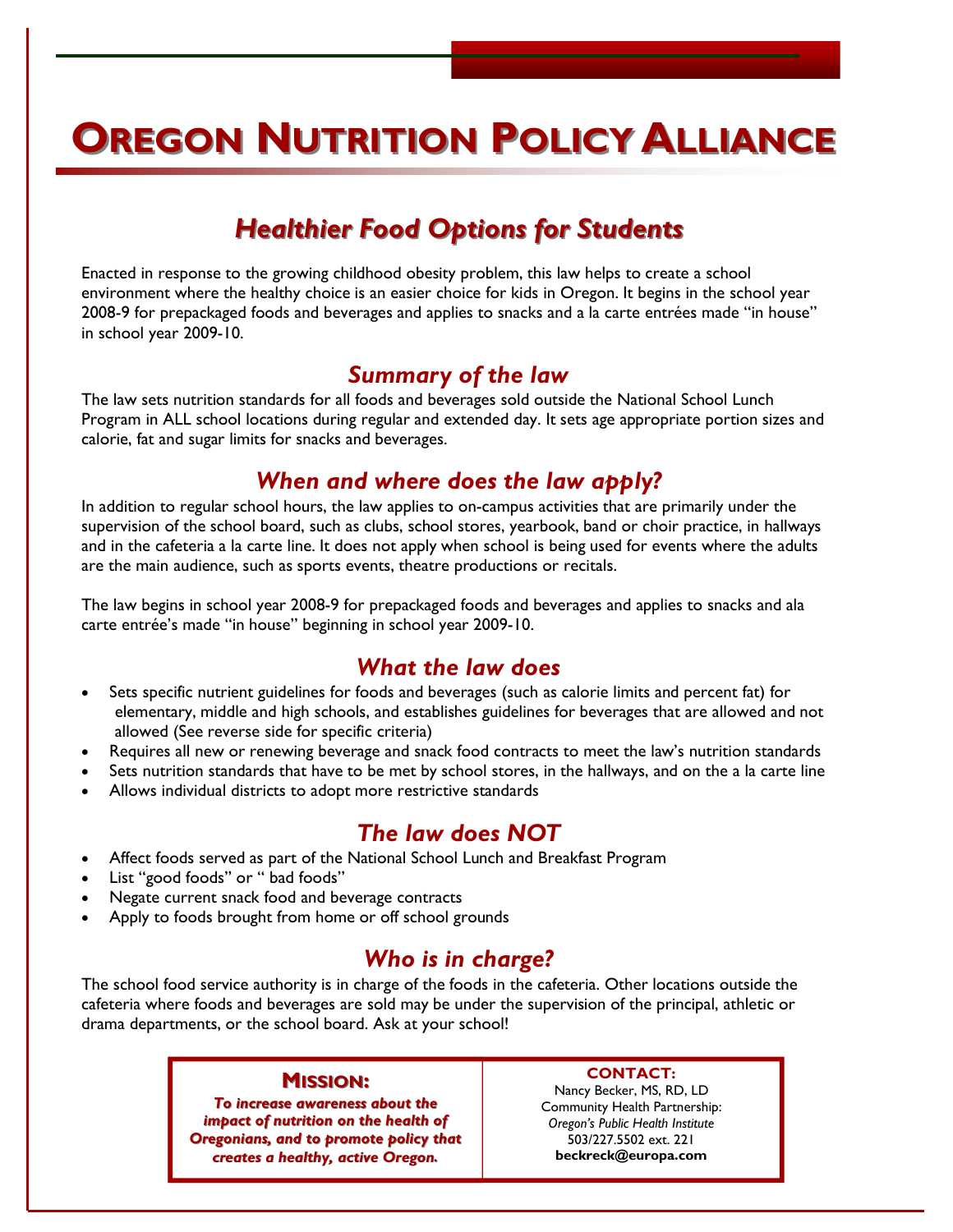# Oregon Nutrition Policy Alliance

## *Healthier Food Options for Students*

Enacted in response to the growing childhood obesity problem, this law helps to create a school environment where the healthy choice is an easier choice for kids in Oregon. It begins in the school year 2008-9 for prepackaged foods and beverages and applies to snacks and a la carte entrées made "in house" in school year 2009-10.

### *Summary of the law*

The law sets nutrition standards for all foods and beverages sold outside the National School Lunch Program in ALL school locations during regular and extended day. It sets age appropriate portion sizes and calorie, fat and sugar limits for snacks and beverages.

### *When and where does the law apply?*

In addition to regular school hours, the law applies to on-campus activities that are primarily under the supervision of the school board, such as clubs, school stores, yearbook, band or choir practice, in hallways and in the cafeteria a la carte line. It does not apply when school is being used for events where the adults are the main audience, such as sports events, theatre productions or recitals.

The law begins in school year 2008-9 for prepackaged foods and beverages and applies to snacks and ala carte entrée's made "in house" beginning in school year 2009-10.

### *What the law does*

- Sets specific nutrient guidelines for foods and beverages (such as calorie limits and percent fat) for elementary, middle and high schools, and establishes guidelines for beverages that are allowed and not allowed (See reverse side for specific criteria)
- Requires all new or renewing beverage and snack food contracts to meet the law's nutrition standards
- Sets nutrition standards that have to be met by school stores, in the hallways, and on the a la carte line
- Allows individual districts to adopt more restrictive standards

### *The law does NOT*

- Affect foods served as part of the National School Lunch and Breakfast Program
- List "good foods" or " bad foods"
- Negate current snack food and beverage contracts
- Apply to foods brought from home or off school grounds

### *Who is in charge?*

The school food service authority is in charge of the foods in the cafeteria. Other locations outside the cafeteria where foods and beverages are sold may be under the supervision of the principal, athletic or drama departments, or the school board. Ask at your school!

**MISSION:**

***To increase awareness about the impact of nutrition on the health of Oregonians, and to promote policy that creates a healthy, active Oregon.***

**CONTACT:**

Nancy Becker, MS, RD, LD
Community Health Partnership:
*Oregon's Public Health Institute*
503/227.5502 ext. 221
**beckreck@europa.com**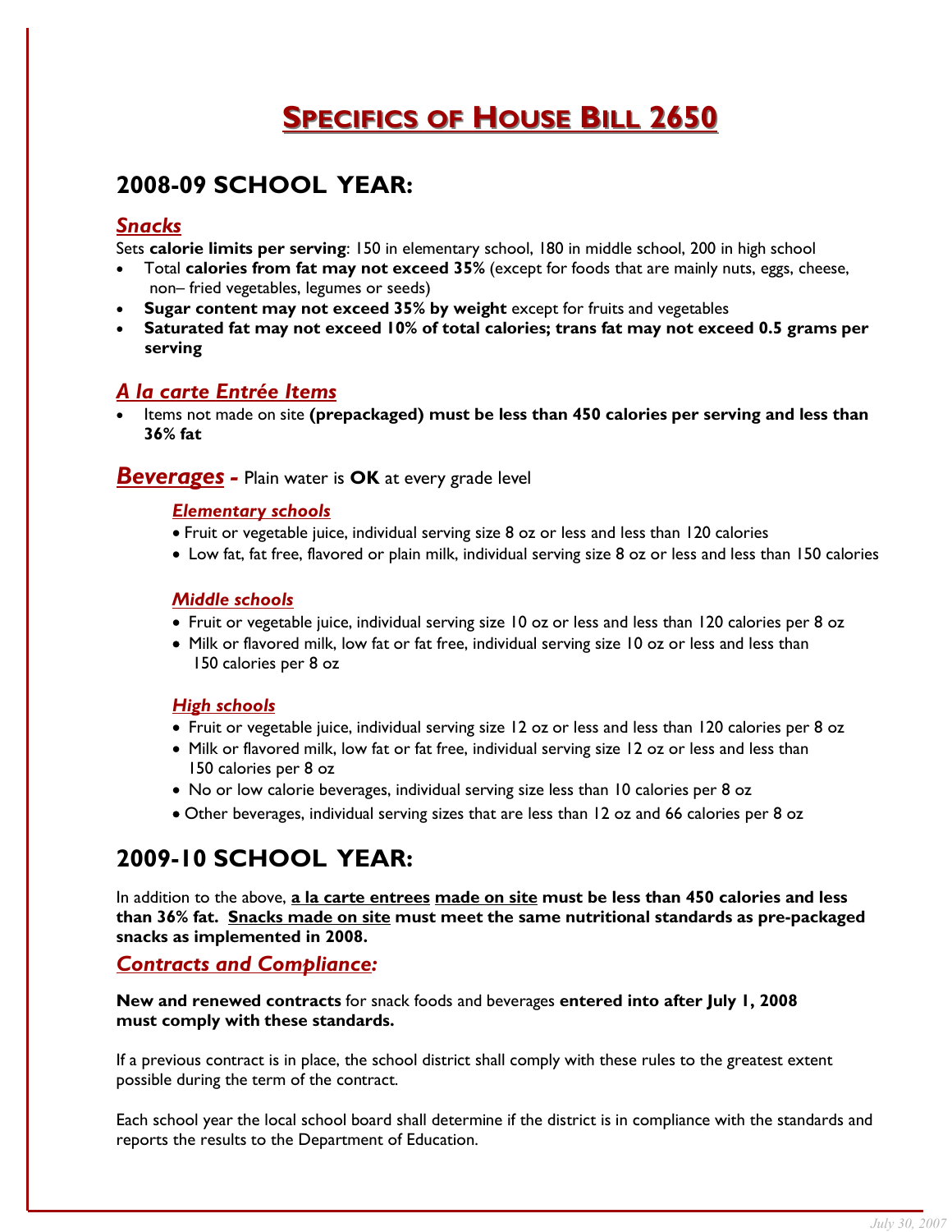# SPECIFICS OF HOUSE BILL 2650

## 2008-09 SCHOOL YEAR:

### *Snacks*

Sets **calorie limits per serving**: 150 in elementary school, 180 in middle school, 200 in high school

- Total **calories from fat may not exceed 35%** (except for foods that are mainly nuts, eggs, cheese, non– fried vegetables, legumes or seeds)
- **Sugar content may not exceed 35% by weight** except for fruits and vegetables
- **Saturated fat may not exceed 10% of total calories; trans fat may not exceed 0.5 grams per serving**

### *A la carte Entrée Items*

- Items not made on site **(prepackaged) must be less than 450 calories per serving and less than 36% fat**

### *Beverages* - Plain water is **OK** at every grade level

#### *Elementary schools*

- Fruit or vegetable juice, individual serving size 8 oz or less and less than 120 calories
- Low fat, fat free, flavored or plain milk, individual serving size 8 oz or less and less than 150 calories

#### *Middle schools*

- Fruit or vegetable juice, individual serving size 10 oz or less and less than 120 calories per 8 oz
- Milk or flavored milk, low fat or fat free, individual serving size 10 oz or less and less than 150 calories per 8 oz

#### *High schools*

- Fruit or vegetable juice, individual serving size 12 oz or less and less than 120 calories per 8 oz
- Milk or flavored milk, low fat or fat free, individual serving size 12 oz or less and less than 150 calories per 8 oz
- No or low calorie beverages, individual serving size less than 10 calories per 8 oz
- Other beverages, individual serving sizes that are less than 12 oz and 66 calories per 8 oz

## 2009-10 SCHOOL YEAR:

In addition to the above, **a la carte entrees made on site must be less than 450 calories and less than 36% fat. Snacks made on site must meet the same nutritional standards as pre-packaged snacks as implemented in 2008.**

### *Contracts and Compliance:*

**New and renewed contracts** for snack foods and beverages **entered into after July 1, 2008 must comply with these standards.**

If a previous contract is in place, the school district shall comply with these rules to the greatest extent possible during the term of the contract.

Each school year the local school board shall determine if the district is in compliance with the standards and reports the results to the Department of Education.

*July 30, 2007*